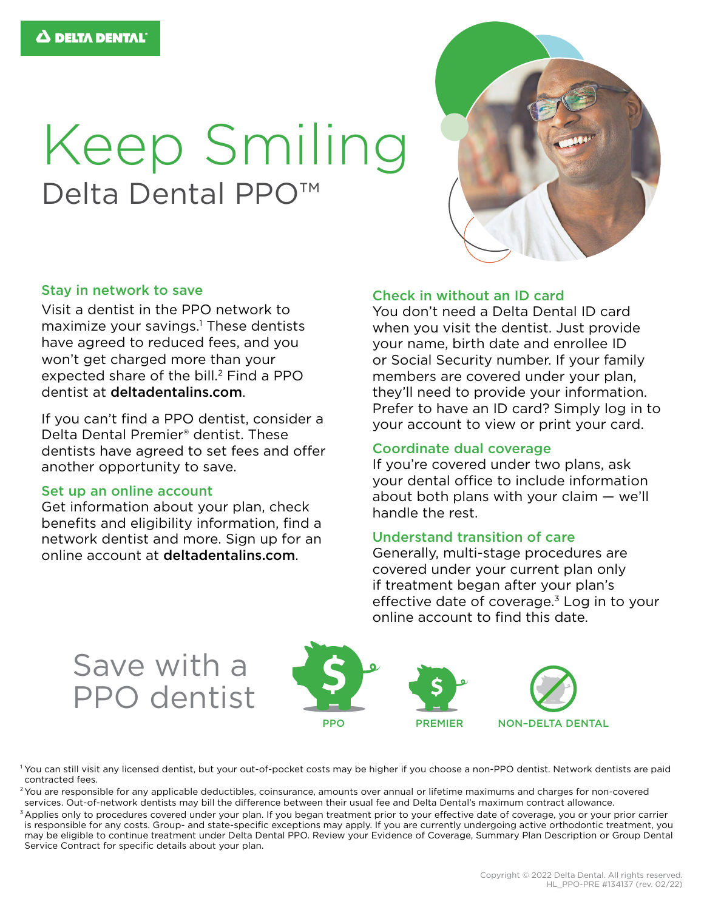DELTA DENTAL

# Keep Smiling

## Delta Dental PPO™

### Stay in network to save

Visit a dentist in the PPO network to maximize your savings.[1] These dentists have agreed to reduced fees, and you won't get charged more than your expected share of the bill.[2] Find a PPO dentist at **deltadentalins.com**.

If you can't find a PPO dentist, consider a Delta Dental Premier® dentist. These dentists have agreed to set fees and offer another opportunity to save.

### Set up an online account

Get information about your plan, check benefits and eligibility information, find a network dentist and more. Sign up for an online account at **deltadentalins.com**.

### Check in without an ID card

You don't need a Delta Dental ID card when you visit the dentist. Just provide your name, birth date and enrollee ID or Social Security number. If your family members are covered under your plan, they'll need to provide your information. Prefer to have an ID card? Simply log in to your account to view or print your card.

### Coordinate dual coverage

If you're covered under two plans, ask your dental office to include information about both plans with your claim — we'll handle the rest.

### Understand transition of care

Generally, multi-stage procedures are covered under your current plan only if treatment began after your plan's effective date of coverage.[3] Log in to your online account to find this date.

## Save with a PPO dentist

PPO

PREMIER

NON-DELTA DENTAL

[1] You can still visit any licensed dentist, but your out-of-pocket costs may be higher if you choose a non-PPO dentist. Network dentists are paid contracted fees.

[2] You are responsible for any applicable deductibles, coinsurance, amounts over annual or lifetime maximums and charges for non-covered services. Out-of-network dentists may bill the difference between their usual fee and Delta Dental's maximum contract allowance.

[3] Applies only to procedures covered under your plan. If you began treatment prior to your effective date of coverage, you or your prior carrier is responsible for any costs. Group- and state-specific exceptions may apply. If you are currently undergoing active orthodontic treatment, you may be eligible to continue treatment under Delta Dental PPO. Review your Evidence of Coverage, Summary Plan Description or Group Dental Service Contract for specific details about your plan.

Copyright © 2022 Delta Dental. All rights reserved.
HL_PPO-PRE #134137 (rev. 02/22)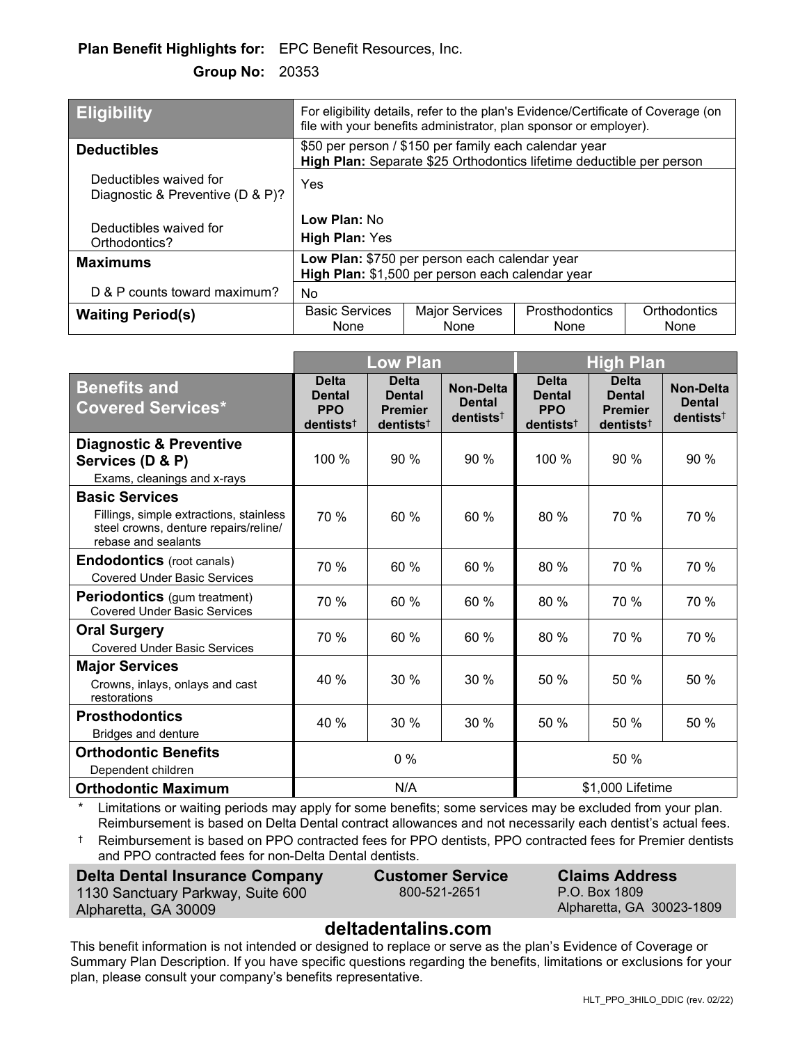**Plan Benefit Highlights for:** EPC Benefit Resources, Inc.

**Group No:** 20353

| | | | | |
|---|---|---|---|---|
| **Eligibility** | For eligibility details, refer to the plan's Evidence/Certificate of Coverage (on file with your benefits administrator, plan sponsor or employer). | | | |
| **Deductibles** | $50 per person / $150 per family each calendar year<br>**High Plan:** Separate $25 Orthodontics lifetime deductible per person | | | |
| Deductibles waived for Diagnostic & Preventive (D & P)? | Yes | | | |
| Deductibles waived for Orthodontics? | **Low Plan:** No<br>**High Plan:** Yes | | | |
| **Maximums** | **Low Plan:** $750 per person each calendar year<br>**High Plan:** $1,500 per person each calendar year | | | |
| D & P counts toward maximum? | No | | | |
| **Waiting Period(s)** | Basic Services<br>None | Major Services<br>None | Prosthodontics<br>None | Orthodontics<br>None |

| | Low Plan | | | High Plan | | |
|---|---|---|---|---|---|---|
| **Benefits and Covered Services*** | **Delta Dental PPO dentists†** | **Delta Dental Premier dentists†** | **Non-Delta Dental dentists†** | **Delta Dental PPO dentists†** | **Delta Dental Premier dentists†** | **Non-Delta Dental dentists†** |
| **Diagnostic & Preventive Services (D & P)**<br>Exams, cleanings and x-rays | 100 % | 90 % | 90 % | 100 % | 90 % | 90 % |
| **Basic Services**<br>Fillings, simple extractions, stainless steel crowns, denture repairs/reline/rebase and sealants | 70 % | 60 % | 60 % | 80 % | 70 % | 70 % |
| **Endodontics** (root canals)<br>Covered Under Basic Services | 70 % | 60 % | 60 % | 80 % | 70 % | 70 % |
| **Periodontics** (gum treatment)<br>Covered Under Basic Services | 70 % | 60 % | 60 % | 80 % | 70 % | 70 % |
| **Oral Surgery**<br>Covered Under Basic Services | 70 % | 60 % | 60 % | 80 % | 70 % | 70 % |
| **Major Services**<br>Crowns, inlays, onlays and cast restorations | 40 % | 30 % | 30 % | 50 % | 50 % | 50 % |
| **Prosthodontics**<br>Bridges and denture | 40 % | 30 % | 30 % | 50 % | 50 % | 50 % |
| **Orthodontic Benefits**<br>Dependent children | 0 % | | | 50 % | | |
| **Orthodontic Maximum** | N/A | | | $1,000 Lifetime | | |

\* Limitations or waiting periods may apply for some benefits; some services may be excluded from your plan. Reimbursement is based on Delta Dental contract allowances and not necessarily each dentist's actual fees.

† Reimbursement is based on PPO contracted fees for PPO dentists, PPO contracted fees for Premier dentists and PPO contracted fees for non-Delta Dental dentists.

**Delta Dental Insurance Company**
1130 Sanctuary Parkway, Suite 600
Alpharetta, GA 30009

**Customer Service**
800-521-2651

**Claims Address**
P.O. Box 1809
Alpharetta, GA 30023-1809

**deltadentalins.com**

This benefit information is not intended or designed to replace or serve as the plan's Evidence of Coverage or Summary Plan Description. If you have specific questions regarding the benefits, limitations or exclusions for your plan, please consult your company's benefits representative.

HLT_PPO_3HILO_DDIC (rev. 02/22)